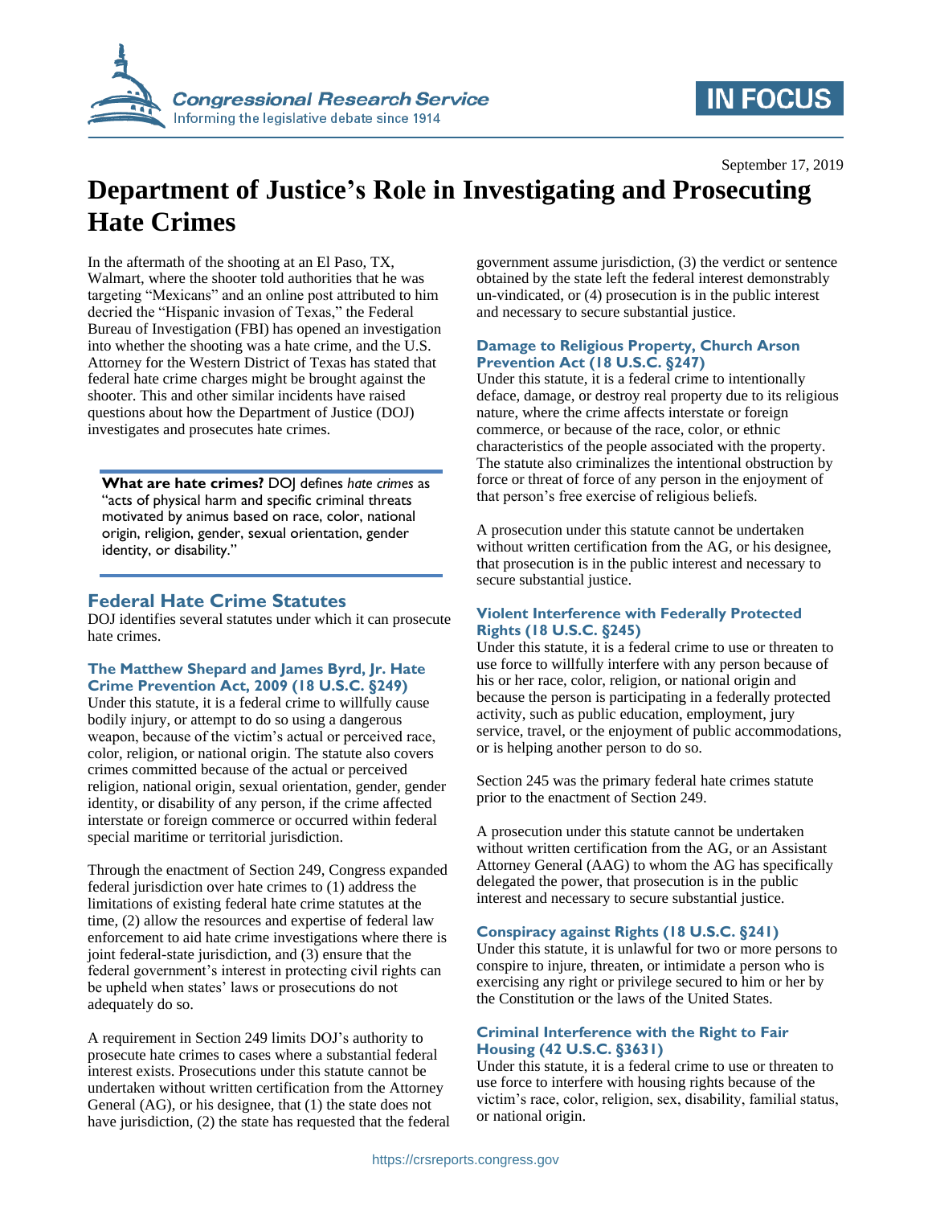September 17, 2019

# Department of Justice's Role in Investigating and Prosecuting Hate Crimes

In the aftermath of the shooting at an El Paso, TX, Walmart, where the shooter told authorities that he was targeting "Mexicans" and an online post attributed to him decried the "Hispanic invasion of Texas," the Federal Bureau of Investigation (FBI) has opened an investigation into whether the shooting was a hate crime, and the U.S. Attorney for the Western District of Texas has stated that federal hate crime charges might be brought against the shooter. This and other similar incidents have raised questions about how the Department of Justice (DOJ) investigates and prosecutes hate crimes.

> **What are hate crimes?** DOJ defines *hate crimes* as "acts of physical harm and specific criminal threats motivated by animus based on race, color, national origin, religion, gender, sexual orientation, gender identity, or disability."

## Federal Hate Crime Statutes

DOJ identifies several statutes under which it can prosecute hate crimes.

### The Matthew Shepard and James Byrd, Jr. Hate Crime Prevention Act, 2009 (18 U.S.C. §249)

Under this statute, it is a federal crime to willfully cause bodily injury, or attempt to do so using a dangerous weapon, because of the victim's actual or perceived race, color, religion, or national origin. The statute also covers crimes committed because of the actual or perceived religion, national origin, sexual orientation, gender, gender identity, or disability of any person, if the crime affected interstate or foreign commerce or occurred within federal special maritime or territorial jurisdiction.

Through the enactment of Section 249, Congress expanded federal jurisdiction over hate crimes to (1) address the limitations of existing federal hate crime statutes at the time, (2) allow the resources and expertise of federal law enforcement to aid hate crime investigations where there is joint federal-state jurisdiction, and (3) ensure that the federal government's interest in protecting civil rights can be upheld when states' laws or prosecutions do not adequately do so.

A requirement in Section 249 limits DOJ's authority to prosecute hate crimes to cases where a substantial federal interest exists. Prosecutions under this statute cannot be undertaken without written certification from the Attorney General (AG), or his designee, that (1) the state does not have jurisdiction, (2) the state has requested that the federal government assume jurisdiction, (3) the verdict or sentence obtained by the state left the federal interest demonstrably un-vindicated, or (4) prosecution is in the public interest and necessary to secure substantial justice.

### Damage to Religious Property, Church Arson Prevention Act (18 U.S.C. §247)

Under this statute, it is a federal crime to intentionally deface, damage, or destroy real property due to its religious nature, where the crime affects interstate or foreign commerce, or because of the race, color, or ethnic characteristics of the people associated with the property. The statute also criminalizes the intentional obstruction by force or threat of force of any person in the enjoyment of that person's free exercise of religious beliefs.

A prosecution under this statute cannot be undertaken without written certification from the AG, or his designee, that prosecution is in the public interest and necessary to secure substantial justice.

### Violent Interference with Federally Protected Rights (18 U.S.C. §245)

Under this statute, it is a federal crime to use or threaten to use force to willfully interfere with any person because of his or her race, color, religion, or national origin and because the person is participating in a federally protected activity, such as public education, employment, jury service, travel, or the enjoyment of public accommodations, or is helping another person to do so.

Section 245 was the primary federal hate crimes statute prior to the enactment of Section 249.

A prosecution under this statute cannot be undertaken without written certification from the AG, or an Assistant Attorney General (AAG) to whom the AG has specifically delegated the power, that prosecution is in the public interest and necessary to secure substantial justice.

### Conspiracy against Rights (18 U.S.C. §241)

Under this statute, it is unlawful for two or more persons to conspire to injure, threaten, or intimidate a person who is exercising any right or privilege secured to him or her by the Constitution or the laws of the United States.

### Criminal Interference with the Right to Fair Housing (42 U.S.C. §3631)

Under this statute, it is a federal crime to use or threaten to use force to interfere with housing rights because of the victim's race, color, religion, sex, disability, familial status, or national origin.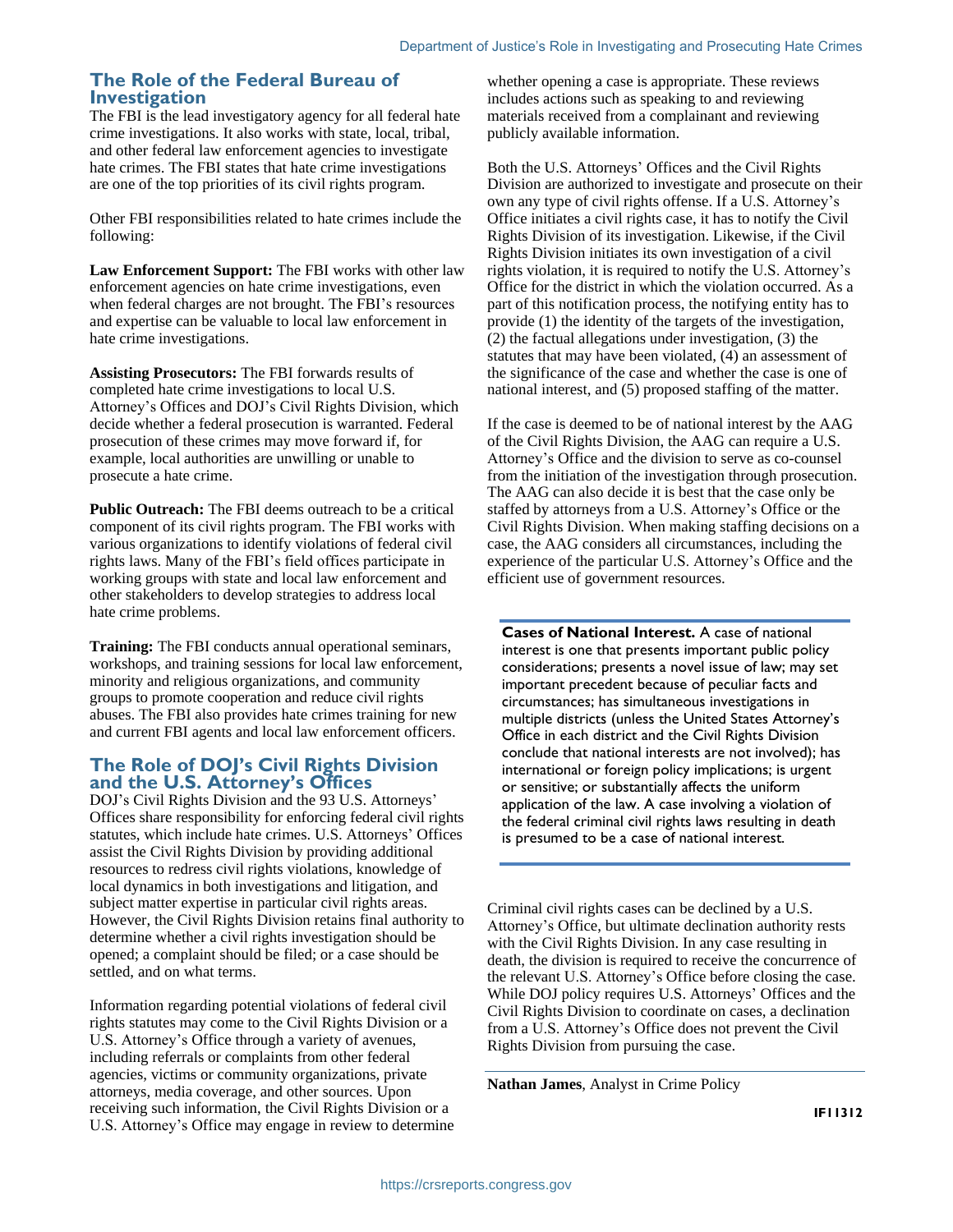## The Role of the Federal Bureau of Investigation

The FBI is the lead investigatory agency for all federal hate crime investigations. It also works with state, local, tribal, and other federal law enforcement agencies to investigate hate crimes. The FBI states that hate crime investigations are one of the top priorities of its civil rights program.

Other FBI responsibilities related to hate crimes include the following:

**Law Enforcement Support:** The FBI works with other law enforcement agencies on hate crime investigations, even when federal charges are not brought. The FBI's resources and expertise can be valuable to local law enforcement in hate crime investigations.

**Assisting Prosecutors:** The FBI forwards results of completed hate crime investigations to local U.S. Attorney's Offices and DOJ's Civil Rights Division, which decide whether a federal prosecution is warranted. Federal prosecution of these crimes may move forward if, for example, local authorities are unwilling or unable to prosecute a hate crime.

**Public Outreach:** The FBI deems outreach to be a critical component of its civil rights program. The FBI works with various organizations to identify violations of federal civil rights laws. Many of the FBI's field offices participate in working groups with state and local law enforcement and other stakeholders to develop strategies to address local hate crime problems.

**Training:** The FBI conducts annual operational seminars, workshops, and training sessions for local law enforcement, minority and religious organizations, and community groups to promote cooperation and reduce civil rights abuses. The FBI also provides hate crimes training for new and current FBI agents and local law enforcement officers.

## The Role of DOJ's Civil Rights Division and the U.S. Attorney's Offices

DOJ's Civil Rights Division and the 93 U.S. Attorneys' Offices share responsibility for enforcing federal civil rights statutes, which include hate crimes. U.S. Attorneys' Offices assist the Civil Rights Division by providing additional resources to redress civil rights violations, knowledge of local dynamics in both investigations and litigation, and subject matter expertise in particular civil rights areas. However, the Civil Rights Division retains final authority to determine whether a civil rights investigation should be opened; a complaint should be filed; or a case should be settled, and on what terms.

Information regarding potential violations of federal civil rights statutes may come to the Civil Rights Division or a U.S. Attorney's Office through a variety of avenues, including referrals or complaints from other federal agencies, victims or community organizations, private attorneys, media coverage, and other sources. Upon receiving such information, the Civil Rights Division or a U.S. Attorney's Office may engage in review to determine whether opening a case is appropriate. These reviews includes actions such as speaking to and reviewing materials received from a complainant and reviewing publicly available information.

Both the U.S. Attorneys' Offices and the Civil Rights Division are authorized to investigate and prosecute on their own any type of civil rights offense. If a U.S. Attorney's Office initiates a civil rights case, it has to notify the Civil Rights Division of its investigation. Likewise, if the Civil Rights Division initiates its own investigation of a civil rights violation, it is required to notify the U.S. Attorney's Office for the district in which the violation occurred. As a part of this notification process, the notifying entity has to provide (1) the identity of the targets of the investigation, (2) the factual allegations under investigation, (3) the statutes that may have been violated, (4) an assessment of the significance of the case and whether the case is one of national interest, and (5) proposed staffing of the matter.

If the case is deemed to be of national interest by the AAG of the Civil Rights Division, the AAG can require a U.S. Attorney's Office and the division to serve as co-counsel from the initiation of the investigation through prosecution. The AAG can also decide it is best that the case only be staffed by attorneys from a U.S. Attorney's Office or the Civil Rights Division. When making staffing decisions on a case, the AAG considers all circumstances, including the experience of the particular U.S. Attorney's Office and the efficient use of government resources.

**Cases of National Interest.** A case of national interest is one that presents important public policy considerations; presents a novel issue of law; may set important precedent because of peculiar facts and circumstances; has simultaneous investigations in multiple districts (unless the United States Attorney's Office in each district and the Civil Rights Division conclude that national interests are not involved); has international or foreign policy implications; is urgent or sensitive; or substantially affects the uniform application of the law. A case involving a violation of the federal criminal civil rights laws resulting in death is presumed to be a case of national interest.

Criminal civil rights cases can be declined by a U.S. Attorney's Office, but ultimate declination authority rests with the Civil Rights Division. In any case resulting in death, the division is required to receive the concurrence of the relevant U.S. Attorney's Office before closing the case. While DOJ policy requires U.S. Attorneys' Offices and the Civil Rights Division to coordinate on cases, a declination from a U.S. Attorney's Office does not prevent the Civil Rights Division from pursuing the case.

**Nathan James**, Analyst in Crime Policy

**IF11312**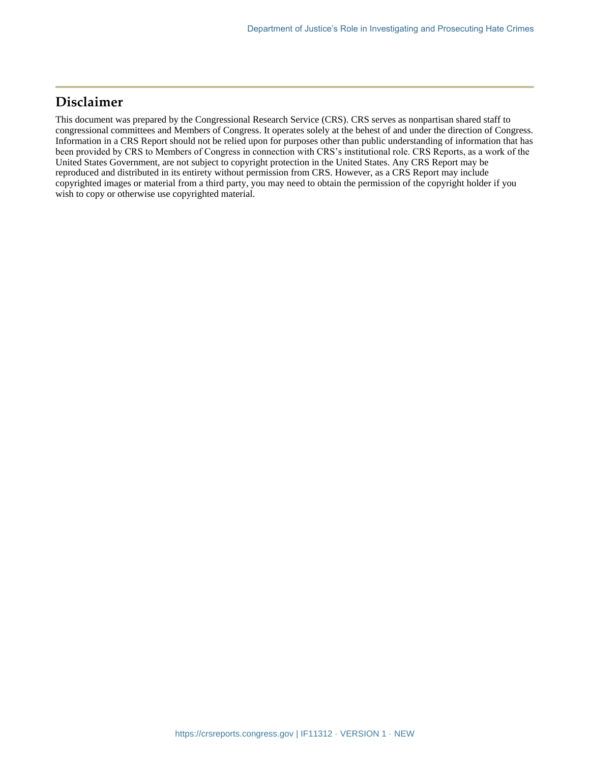## Disclaimer

This document was prepared by the Congressional Research Service (CRS). CRS serves as nonpartisan shared staff to congressional committees and Members of Congress. It operates solely at the behest of and under the direction of Congress. Information in a CRS Report should not be relied upon for purposes other than public understanding of information that has been provided by CRS to Members of Congress in connection with CRS's institutional role. CRS Reports, as a work of the United States Government, are not subject to copyright protection in the United States. Any CRS Report may be reproduced and distributed in its entirety without permission from CRS. However, as a CRS Report may include copyrighted images or material from a third party, you may need to obtain the permission of the copyright holder if you wish to copy or otherwise use copyrighted material.